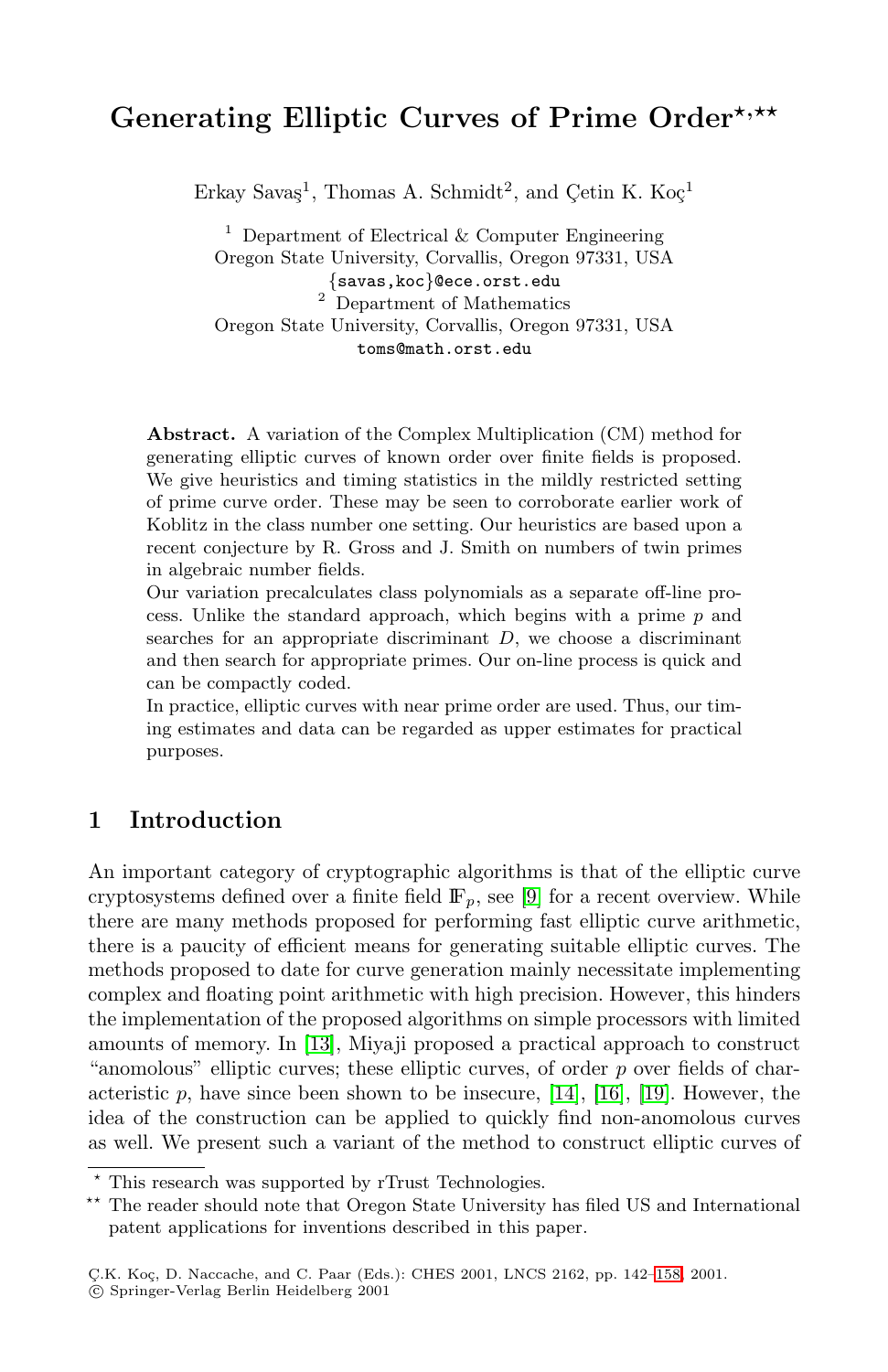# Generating Elliptic Curves of Prime Order[⋆,⋆⋆]

Erkay Savaş[1], Thomas A. Schmidt[2], and Çetin K. Koç[1]

[1] Department of Electrical & Computer Engineering
Oregon State University, Corvallis, Oregon 97331, USA
{savas,koc}@ece.orst.edu

[2] Department of Mathematics
Oregon State University, Corvallis, Oregon 97331, USA
toms@math.orst.edu

**Abstract.** A variation of the Complex Multiplication (CM) method for generating elliptic curves of known order over finite fields is proposed. We give heuristics and timing statistics in the mildly restricted setting of prime curve order. These may be seen to corroborate earlier work of Koblitz in the class number one setting. Our heuristics are based upon a recent conjecture by R. Gross and J. Smith on numbers of twin primes in algebraic number fields.

Our variation precalculates class polynomials as a separate off-line process. Unlike the standard approach, which begins with a prime $p$ and searches for an appropriate discriminant $D$, we choose a discriminant and then search for appropriate primes. Our on-line process is quick and can be compactly coded.

In practice, elliptic curves with near prime order are used. Thus, our timing estimates and data can be regarded as upper estimates for practical purposes.

## 1 Introduction

An important category of cryptographic algorithms is that of the elliptic curve cryptosystems defined over a finite field $\mathbb{F}_p$, see [9] for a recent overview. While there are many methods proposed for performing fast elliptic curve arithmetic, there is a paucity of efficient means for generating suitable elliptic curves. The methods proposed to date for curve generation mainly necessitate implementing complex and floating point arithmetic with high precision. However, this hinders the implementation of the proposed algorithms on simple processors with limited amounts of memory. In [13], Miyaji proposed a practical approach to construct "anomolous" elliptic curves; these elliptic curves, of order $p$ over fields of characteristic $p$, have since been shown to be insecure, [14], [16], [19]. However, the idea of the construction can be applied to quickly find non-anomolous curves as well. We present such a variant of the method to construct elliptic curves of

[⋆] This research was supported by rTrust Technologies.

[⋆⋆] The reader should note that Oregon State University has filed US and International patent applications for inventions described in this paper.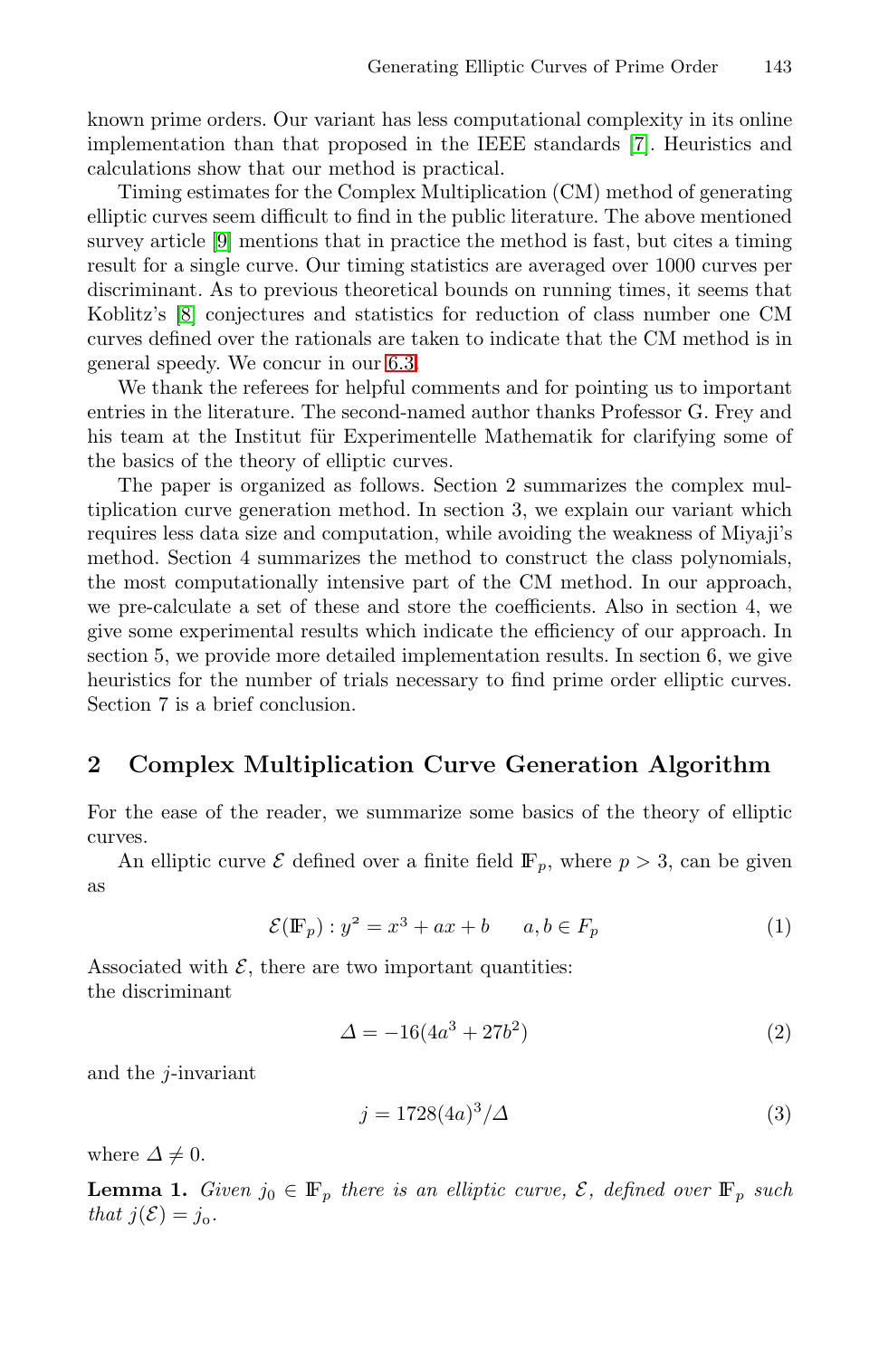known prime orders. Our variant has less computational complexity in its online implementation than that proposed in the IEEE standards [7]. Heuristics and calculations show that our method is practical.

Timing estimates for the Complex Multiplication (CM) method of generating elliptic curves seem difficult to find in the public literature. The above mentioned survey article [9] mentions that in practice the method is fast, but cites a timing result for a single curve. Our timing statistics are averaged over 1000 curves per discriminant. As to previous theoretical bounds on running times, it seems that Koblitz's [8] conjectures and statistics for reduction of class number one CM curves defined over the rationals are taken to indicate that the CM method is in general speedy. We concur in our 6.3.

We thank the referees for helpful comments and for pointing us to important entries in the literature. The second-named author thanks Professor G. Frey and his team at the Institut für Experimentelle Mathematik for clarifying some of the basics of the theory of elliptic curves.

The paper is organized as follows. Section 2 summarizes the complex multiplication curve generation method. In section 3, we explain our variant which requires less data size and computation, while avoiding the weakness of Miyaji's method. Section 4 summarizes the method to construct the class polynomials, the most computationally intensive part of the CM method. In our approach, we pre-calculate a set of these and store the coefficients. Also in section 4, we give some experimental results which indicate the efficiency of our approach. In section 5, we provide more detailed implementation results. In section 6, we give heuristics for the number of trials necessary to find prime order elliptic curves. Section 7 is a brief conclusion.

## 2 Complex Multiplication Curve Generation Algorithm

For the ease of the reader, we summarize some basics of the theory of elliptic curves.

An elliptic curve $\mathcal{E}$ defined over a finite field $\mathbb{F}_p$, where $p > 3$, can be given as

$$\mathcal{E}(\mathbb{F}_p) : y^2 = x^3 + ax + b \qquad a, b \in F_p \tag{1}$$

Associated with $\mathcal{E}$, there are two important quantities:
the discriminant

$$\Delta = -16(4a^3 + 27b^2) \tag{2}$$

and the $j$-invariant

$$j = 1728(4a)^3/\Delta \tag{3}$$

where $\Delta \neq 0$.

**Lemma 1.** *Given $j_0 \in \mathbb{F}_p$ there is an elliptic curve, $\mathcal{E}$, defined over $\mathbb{F}_p$ such that $j(\mathcal{E}) = j_o$.*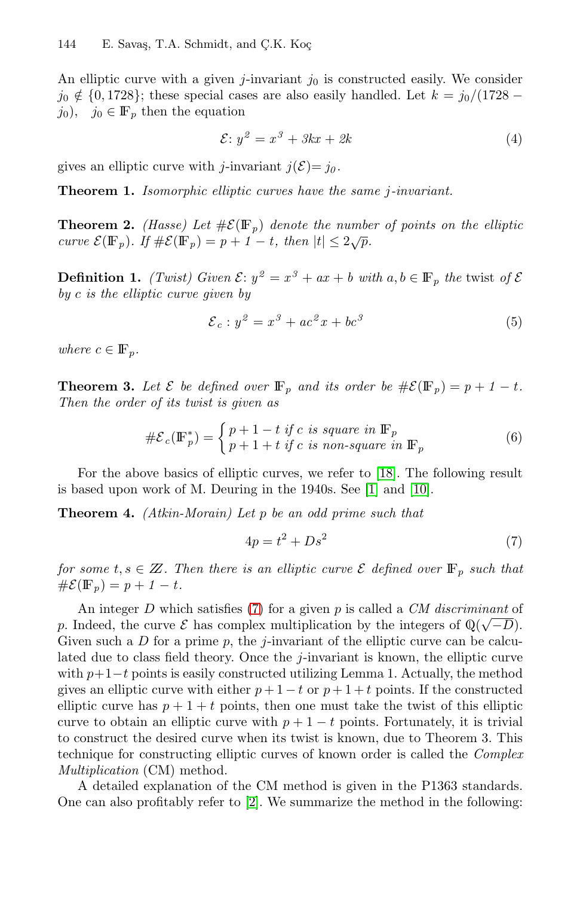An elliptic curve with a given $j$-invariant $j_0$ is constructed easily. We consider $j_0 \notin \{0, 1728\}$; these special cases are also easily handled. Let $k = j_0/(1728 - j_0)$, $\quad j_0 \in \mathbb{F}_p$ then the equation

$$\mathcal{E}\colon y^2 = x^3 + 3kx + 2k \tag{4}$$

gives an elliptic curve with $j$-invariant $j(\mathcal{E}) = j_0$.

**Theorem 1.** *Isomorphic elliptic curves have the same $j$-invariant.*

**Theorem 2.** *(Hasse) Let $\#\mathcal{E}(\mathbb{F}_p)$ denote the number of points on the elliptic curve $\mathcal{E}(\mathbb{F}_p)$. If $\#\mathcal{E}(\mathbb{F}_p) = p + 1 - t$, then $|t| \leq 2\sqrt{p}$.*

**Definition 1.** *(Twist) Given $\mathcal{E}\colon y^2 = x^3 + ax + b$ with $a, b \in \mathbb{F}_p$ the* twist *of $\mathcal{E}$ by $c$ is the elliptic curve given by*

$$\mathcal{E}_c : y^2 = x^3 + ac^2x + bc^3 \tag{5}$$

*where $c \in \mathbb{F}_p$.*

**Theorem 3.** *Let $\mathcal{E}$ be defined over $\mathbb{F}_p$ and its order be $\#\mathcal{E}(\mathbb{F}_p) = p + 1 - t$. Then the order of its twist is given as*

$$\#\mathcal{E}_c(\mathbb{F}_p^*) = \begin{cases} p + 1 - t \text{ if } c \text{ is square in } \mathbb{F}_p \\ p + 1 + t \text{ if } c \text{ is non-square in } \mathbb{F}_p \end{cases} \tag{6}$$

For the above basics of elliptic curves, we refer to [18]. The following result is based upon work of M. Deuring in the 1940s. See [1] and [10].

**Theorem 4.** *(Atkin-Morain) Let $p$ be an odd prime such that*

$$4p = t^2 + Ds^2 \tag{7}$$

*for some $t, s \in \mathbb{Z}$. Then there is an elliptic curve $\mathcal{E}$ defined over $\mathbb{F}_p$ such that $\#\mathcal{E}(\mathbb{F}_p) = p + 1 - t$.*

An integer $D$ which satisfies (7) for a given $p$ is called a *CM discriminant* of $p$. Indeed, the curve $\mathcal{E}$ has complex multiplication by the integers of $\mathbb{Q}(\sqrt{-D})$. Given such a $D$ for a prime $p$, the $j$-invariant of the elliptic curve can be calculated due to class field theory. Once the $j$-invariant is known, the elliptic curve with $p+1-t$ points is easily constructed utilizing Lemma 1. Actually, the method gives an elliptic curve with either $p+1-t$ or $p+1+t$ points. If the constructed elliptic curve has $p+1+t$ points, then one must take the twist of this elliptic curve to obtain an elliptic curve with $p+1-t$ points. Fortunately, it is trivial to construct the desired curve when its twist is known, due to Theorem 3. This technique for constructing elliptic curves of known order is called the *Complex Multiplication* (CM) method.

A detailed explanation of the CM method is given in the P1363 standards. One can also profitably refer to [2]. We summarize the method in the following: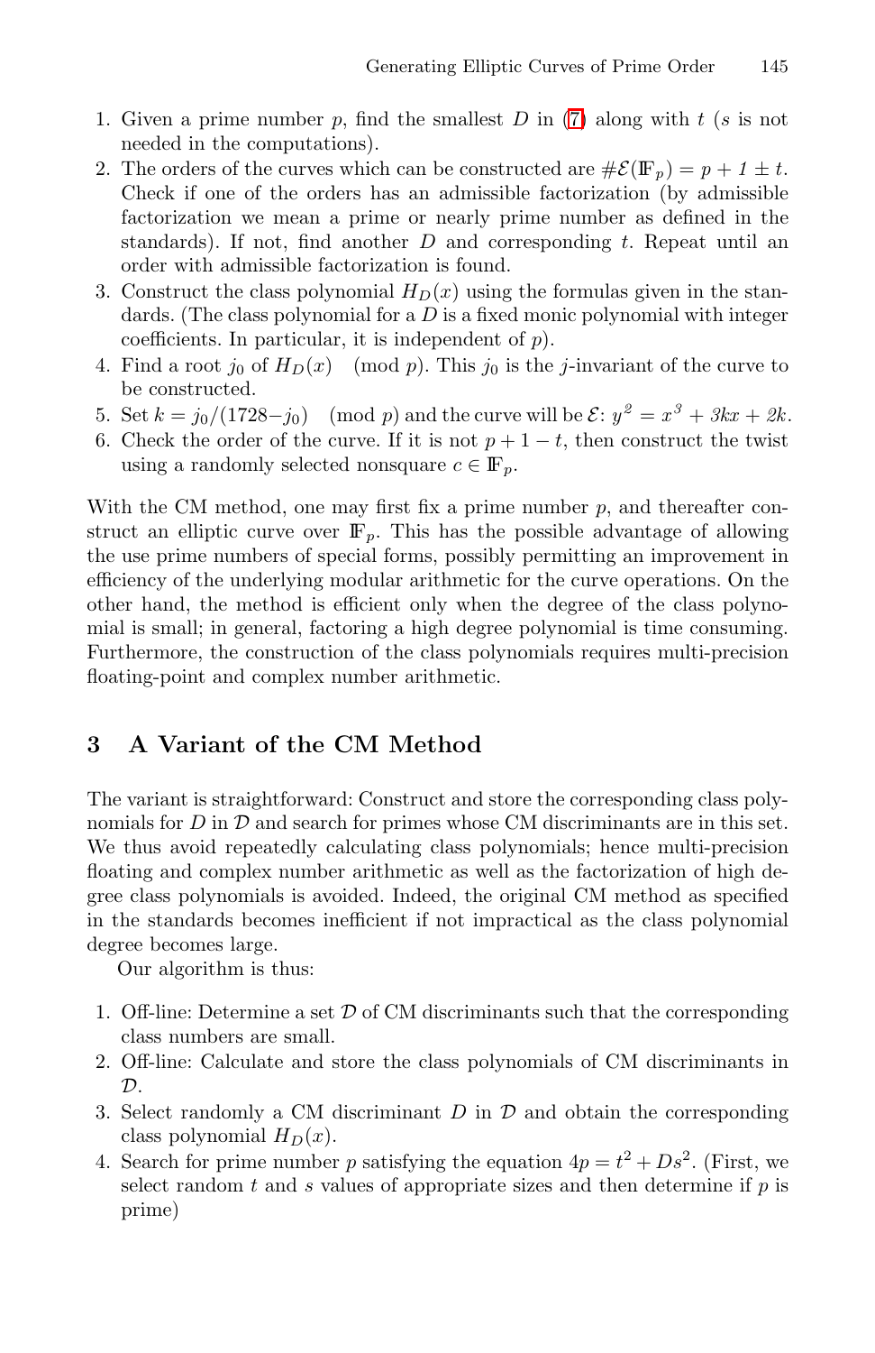1. Given a prime number $p$, find the smallest $D$ in (7) along with $t$ ($s$ is not needed in the computations).
2. The orders of the curves which can be constructed are $\#\mathcal{E}(\mathbb{F}_p) = p + 1 \pm t$. Check if one of the orders has an admissible factorization (by admissible factorization we mean a prime or nearly prime number as defined in the standards). If not, find another $D$ and corresponding $t$. Repeat until an order with admissible factorization is found.
3. Construct the class polynomial $H_D(x)$ using the formulas given in the standards. (The class polynomial for a $D$ is a fixed monic polynomial with integer coefficients. In particular, it is independent of $p$).
4. Find a root $j_0$ of $H_D(x) \pmod{p}$. This $j_0$ is the $j$-invariant of the curve to be constructed.
5. Set $k = j_0/(1728 - j_0) \pmod{p}$ and the curve will be $\mathcal{E}$: $y^2 = x^3 + 3kx + 2k$.
6. Check the order of the curve. If it is not $p + 1 - t$, then construct the twist using a randomly selected nonsquare $c \in \mathbb{F}_p$.

With the CM method, one may first fix a prime number $p$, and thereafter construct an elliptic curve over $\mathbb{F}_p$. This has the possible advantage of allowing the use prime numbers of special forms, possibly permitting an improvement in efficiency of the underlying modular arithmetic for the curve operations. On the other hand, the method is efficient only when the degree of the class polynomial is small; in general, factoring a high degree polynomial is time consuming. Furthermore, the construction of the class polynomials requires multi-precision floating-point and complex number arithmetic.

## 3 A Variant of the CM Method

The variant is straightforward: Construct and store the corresponding class polynomials for $D$ in $\mathcal{D}$ and search for primes whose CM discriminants are in this set. We thus avoid repeatedly calculating class polynomials; hence multi-precision floating and complex number arithmetic as well as the factorization of high degree class polynomials is avoided. Indeed, the original CM method as specified in the standards becomes inefficient if not impractical as the class polynomial degree becomes large.

Our algorithm is thus:

1. Off-line: Determine a set $\mathcal{D}$ of CM discriminants such that the corresponding class numbers are small.
2. Off-line: Calculate and store the class polynomials of CM discriminants in $\mathcal{D}$.
3. Select randomly a CM discriminant $D$ in $\mathcal{D}$ and obtain the corresponding class polynomial $H_D(x)$.
4. Search for prime number $p$ satisfying the equation $4p = t^2 + Ds^2$. (First, we select random $t$ and $s$ values of appropriate sizes and then determine if $p$ is prime)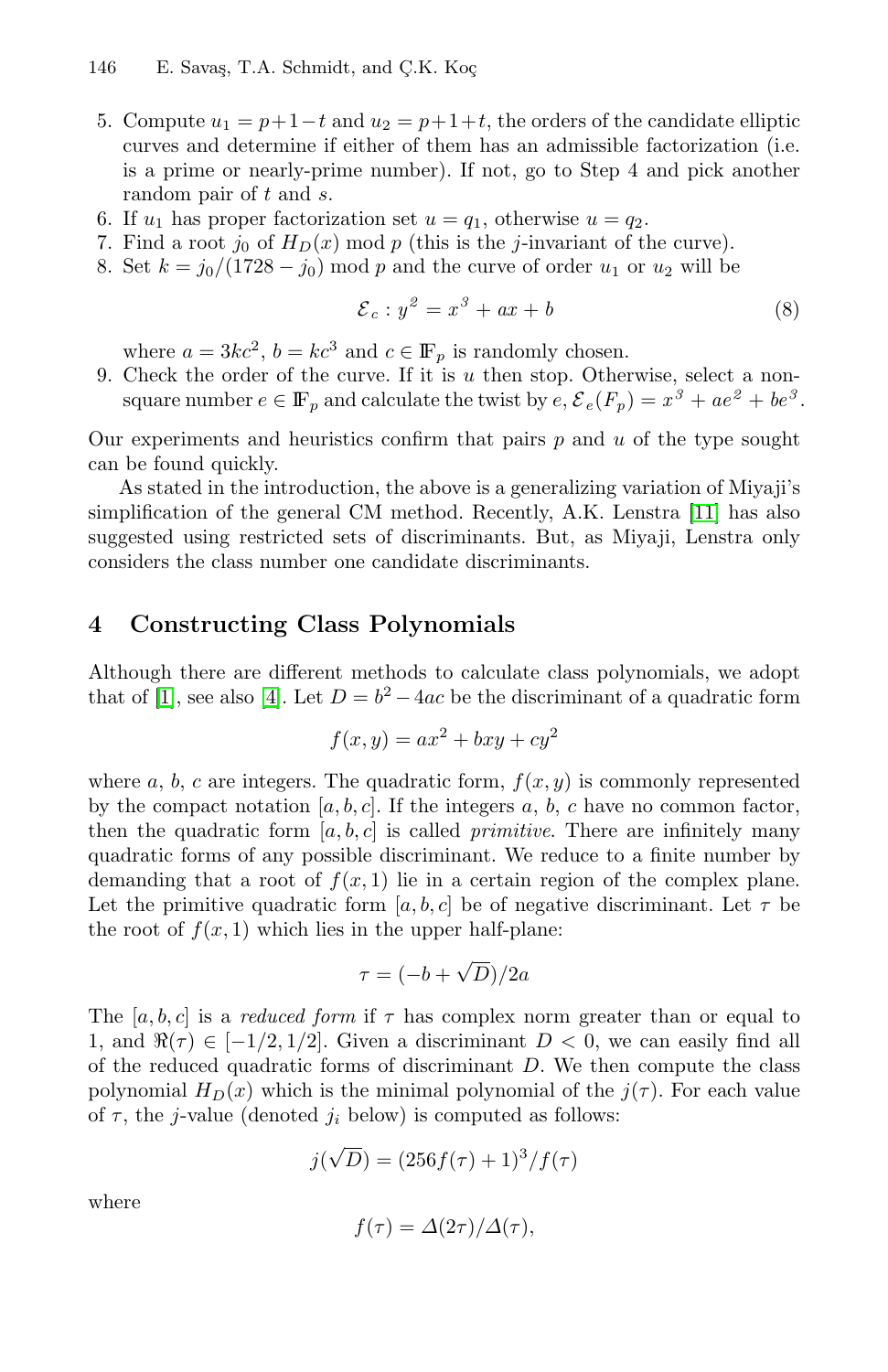5. Compute $u_1 = p+1-t$ and $u_2 = p+1+t$, the orders of the candidate elliptic curves and determine if either of them has an admissible factorization (i.e. is a prime or nearly-prime number). If not, go to Step 4 and pick another random pair of $t$ and $s$.
6. If $u_1$ has proper factorization set $u = q_1$, otherwise $u = q_2$.
7. Find a root $j_0$ of $H_D(x)$ mod $p$ (this is the $j$-invariant of the curve).
8. Set $k = j_0/(1728 - j_0)$ mod $p$ and the curve of order $u_1$ or $u_2$ will be

$$\mathcal{E}_c : y^2 = x^3 + ax + b \tag{8}$$

where $a = 3kc^2$, $b = kc^3$ and $c \in \mathbb{F}_p$ is randomly chosen.

9. Check the order of the curve. If it is $u$ then stop. Otherwise, select a non-square number $e \in \mathbb{F}_p$ and calculate the twist by $e$, $\mathcal{E}_e(F_p) = x^3 + ae^2 + be^3$.

Our experiments and heuristics confirm that pairs $p$ and $u$ of the type sought can be found quickly.

As stated in the introduction, the above is a generalizing variation of Miyaji's simplification of the general CM method. Recently, A.K. Lenstra [11] has also suggested using restricted sets of discriminants. But, as Miyaji, Lenstra only considers the class number one candidate discriminants.

## 4 Constructing Class Polynomials

Although there are different methods to calculate class polynomials, we adopt that of [1], see also [4]. Let $D = b^2 - 4ac$ be the discriminant of a quadratic form

$$f(x, y) = ax^2 + bxy + cy^2$$

where $a$, $b$, $c$ are integers. The quadratic form, $f(x, y)$ is commonly represented by the compact notation $[a, b, c]$. If the integers $a$, $b$, $c$ have no common factor, then the quadratic form $[a, b, c]$ is called *primitive*. There are infinitely many quadratic forms of any possible discriminant. We reduce to a finite number by demanding that a root of $f(x, 1)$ lie in a certain region of the complex plane. Let the primitive quadratic form $[a, b, c]$ be of negative discriminant. Let $\tau$ be the root of $f(x, 1)$ which lies in the upper half-plane:

$$\tau = (-b + \sqrt{D})/2a$$

The $[a, b, c]$ is a *reduced form* if $\tau$ has complex norm greater than or equal to 1, and $\Re(\tau) \in [-1/2, 1/2]$. Given a discriminant $D < 0$, we can easily find all of the reduced quadratic forms of discriminant $D$. We then compute the class polynomial $H_D(x)$ which is the minimal polynomial of the $j(\tau)$. For each value of $\tau$, the $j$-value (denoted $j_i$ below) is computed as follows:

$$j(\sqrt{D}) = (256f(\tau) + 1)^3/f(\tau)$$

where

$$f(\tau) = \Delta(2\tau)/\Delta(\tau),$$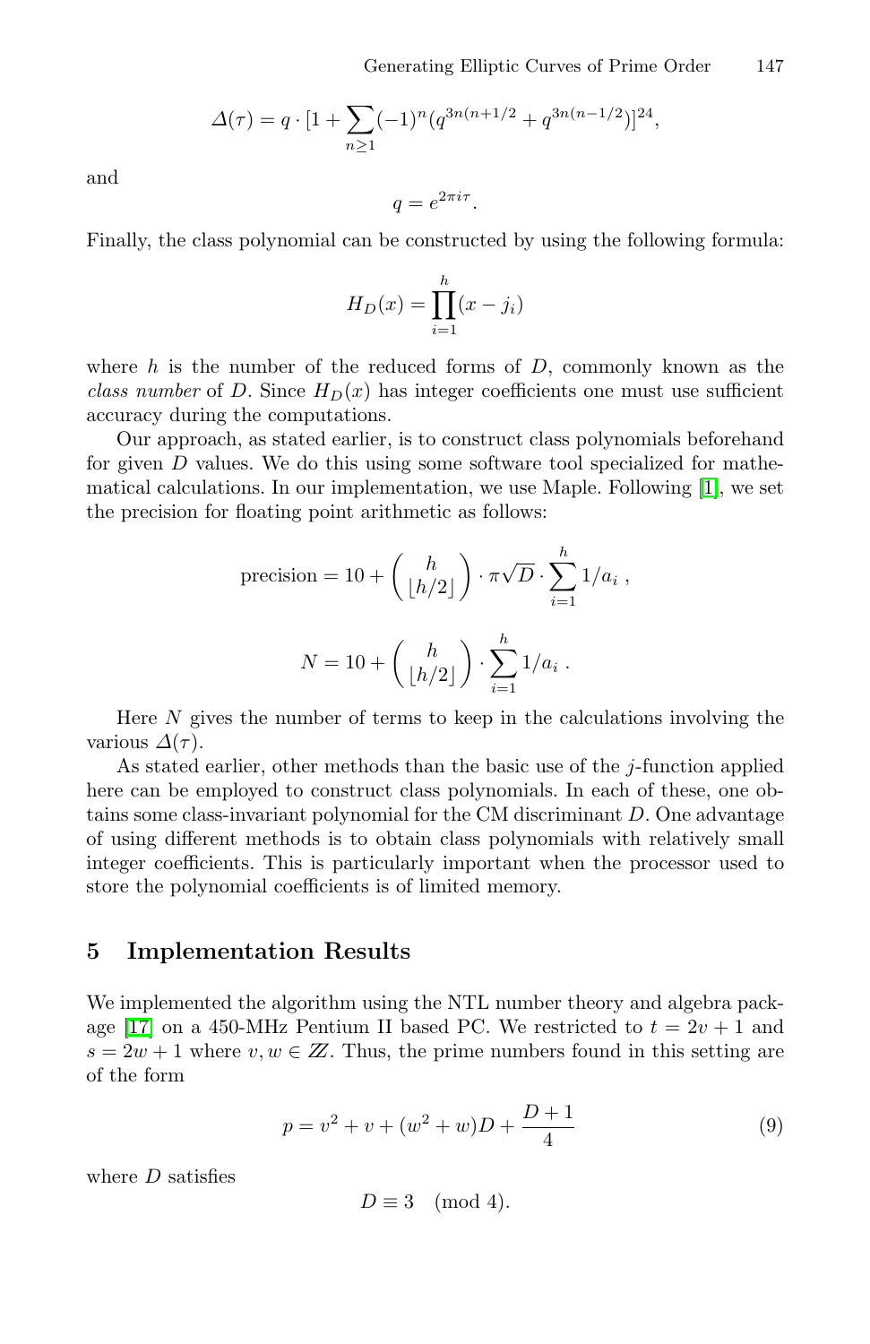$$\Delta(\tau) = q \cdot [1 + \sum_{n \geq 1} (-1)^n (q^{3n(n+1/2} + q^{3n(n-1/2)})]^{24},$$

and

$$q = e^{2\pi i \tau}.$$

Finally, the class polynomial can be constructed by using the following formula:

$$H_D(x) = \prod_{i=1}^{h} (x - j_i)$$

where $h$ is the number of the reduced forms of $D$, commonly known as the *class number* of $D$. Since $H_D(x)$ has integer coefficients one must use sufficient accuracy during the computations.

Our approach, as stated earlier, is to construct class polynomials beforehand for given $D$ values. We do this using some software tool specialized for mathematical calculations. In our implementation, we use Maple. Following [1], we set the precision for floating point arithmetic as follows:

$$\text{precision} = 10 + \binom{h}{\lfloor h/2 \rfloor} \cdot \pi\sqrt{D} \cdot \sum_{i=1}^{h} 1/a_i \ ,$$

$$N = 10 + \binom{h}{\lfloor h/2 \rfloor} \cdot \sum_{i=1}^{h} 1/a_i \ .$$

Here $N$ gives the number of terms to keep in the calculations involving the various $\Delta(\tau)$.

As stated earlier, other methods than the basic use of the $j$-function applied here can be employed to construct class polynomials. In each of these, one obtains some class-invariant polynomial for the CM discriminant $D$. One advantage of using different methods is to obtain class polynomials with relatively small integer coefficients. This is particularly important when the processor used to store the polynomial coefficients is of limited memory.

## 5 Implementation Results

We implemented the algorithm using the NTL number theory and algebra package [17] on a 450-MHz Pentium II based PC. We restricted to $t = 2v + 1$ and $s = 2w + 1$ where $v, w \in \mathbb{Z}$. Thus, the prime numbers found in this setting are of the form

$$p = v^2 + v + (w^2 + w)D + \frac{D+1}{4} \tag{9}$$

where $D$ satisfies

$$D \equiv 3 \pmod 4.$$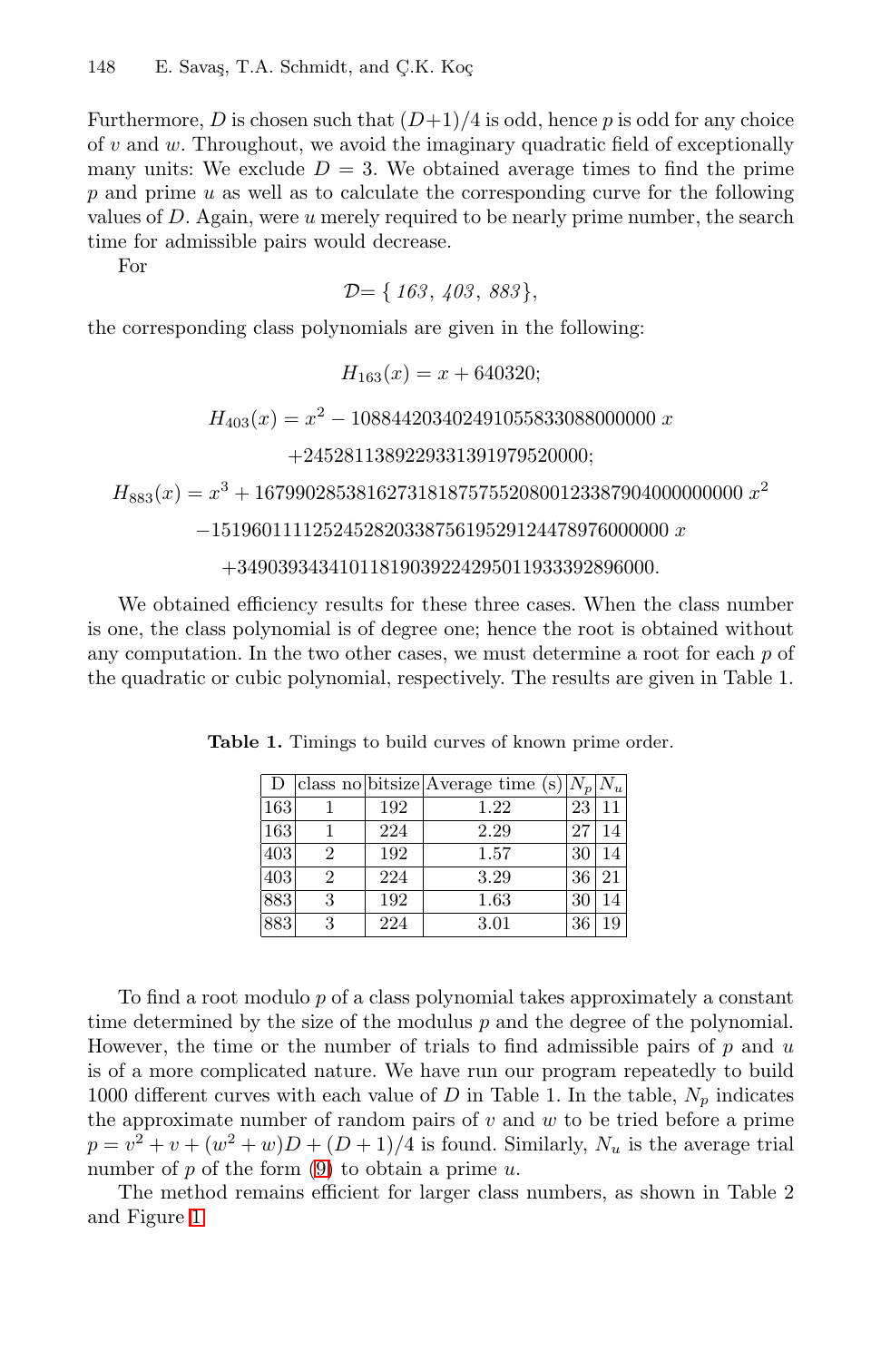Furthermore, $D$ is chosen such that $(D+1)/4$ is odd, hence $p$ is odd for any choice of $v$ and $w$. Throughout, we avoid the imaginary quadratic field of exceptionally many units: We exclude $D = 3$. We obtained average times to find the prime $p$ and prime $u$ as well as to calculate the corresponding curve for the following values of $D$. Again, were $u$ merely required to be nearly prime number, the search time for admissible pairs would decrease.

For

$$\mathcal{D} = \{\, 163,\ 403,\ 883 \},$$

the corresponding class polynomials are given in the following:

$$H_{163}(x) = x + 640320;$$

$$H_{403}(x) = x^2 - 108844203402491055833088000000\, x$$
$$+2452811389229331391979520000;$$

$$H_{883}(x) = x^3 + 167990285381627318187575520800123387904000000000\, x^2$$
$$-151960111125245282033875619529124478976000000\, x$$
$$+34903934341011819039224295011933392896000.$$

We obtained efficiency results for these three cases. When the class number is one, the class polynomial is of degree one; hence the root is obtained without any computation. In the two other cases, we must determine a root for each $p$ of the quadratic or cubic polynomial, respectively. The results are given in Table 1.

**Table 1.** Timings to build curves of known prime order.

| D | class no | bitsize | Average time (s) | $N_p$ | $N_u$ |
|---|---|---|---|---|---|
| 163 | 1 | 192 | 1.22 | 23 | 11 |
| 163 | 1 | 224 | 2.29 | 27 | 14 |
| 403 | 2 | 192 | 1.57 | 30 | 14 |
| 403 | 2 | 224 | 3.29 | 36 | 21 |
| 883 | 3 | 192 | 1.63 | 30 | 14 |
| 883 | 3 | 224 | 3.01 | 36 | 19 |

To find a root modulo $p$ of a class polynomial takes approximately a constant time determined by the size of the modulus $p$ and the degree of the polynomial. However, the time or the number of trials to find admissible pairs of $p$ and $u$ is of a more complicated nature. We have run our program repeatedly to build 1000 different curves with each value of $D$ in Table 1. In the table, $N_p$ indicates the approximate number of random pairs of $v$ and $w$ to be tried before a prime $p = v^2 + v + (w^2 + w)D + (D+1)/4$ is found. Similarly, $N_u$ is the average trial number of $p$ of the form (9) to obtain a prime $u$.

The method remains efficient for larger class numbers, as shown in Table 2 and Figure 1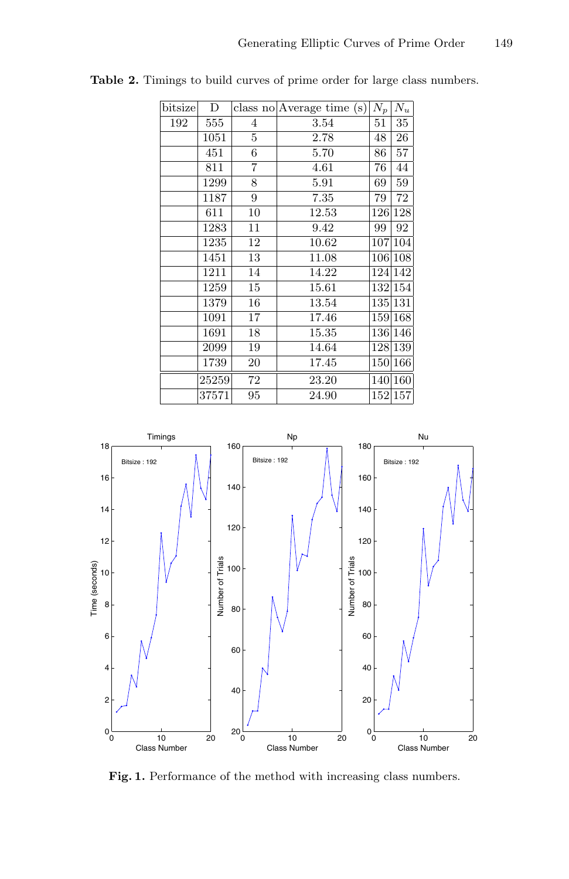**Table 2.** Timings to build curves of prime order for large class numbers.

| bitsize | D | class no | Average time (s) | $N_p$ | $N_u$ |
|---|---|---|---|---|---|
| 192 | 555 | 4 | 3.54 | 51 | 35 |
| | 1051 | 5 | 2.78 | 48 | 26 |
| | 451 | 6 | 5.70 | 86 | 57 |
| | 811 | 7 | 4.61 | 76 | 44 |
| | 1299 | 8 | 5.91 | 69 | 59 |
| | 1187 | 9 | 7.35 | 79 | 72 |
| | 611 | 10 | 12.53 | 126 | 128 |
| | 1283 | 11 | 9.42 | 99 | 92 |
| | 1235 | 12 | 10.62 | 107 | 104 |
| | 1451 | 13 | 11.08 | 106 | 108 |
| | 1211 | 14 | 14.22 | 124 | 142 |
| | 1259 | 15 | 15.61 | 132 | 154 |
| | 1379 | 16 | 13.54 | 135 | 131 |
| | 1091 | 17 | 17.46 | 159 | 168 |
| | 1691 | 18 | 15.35 | 136 | 146 |
| | 2099 | 19 | 14.64 | 128 | 139 |
| | 1739 | 20 | 17.45 | 150 | 166 |
| | 25259 | 72 | 23.20 | 140 | 160 |
| | 37571 | 95 | 24.90 | 152 | 157 |

**Fig. 1.** Performance of the method with increasing class numbers.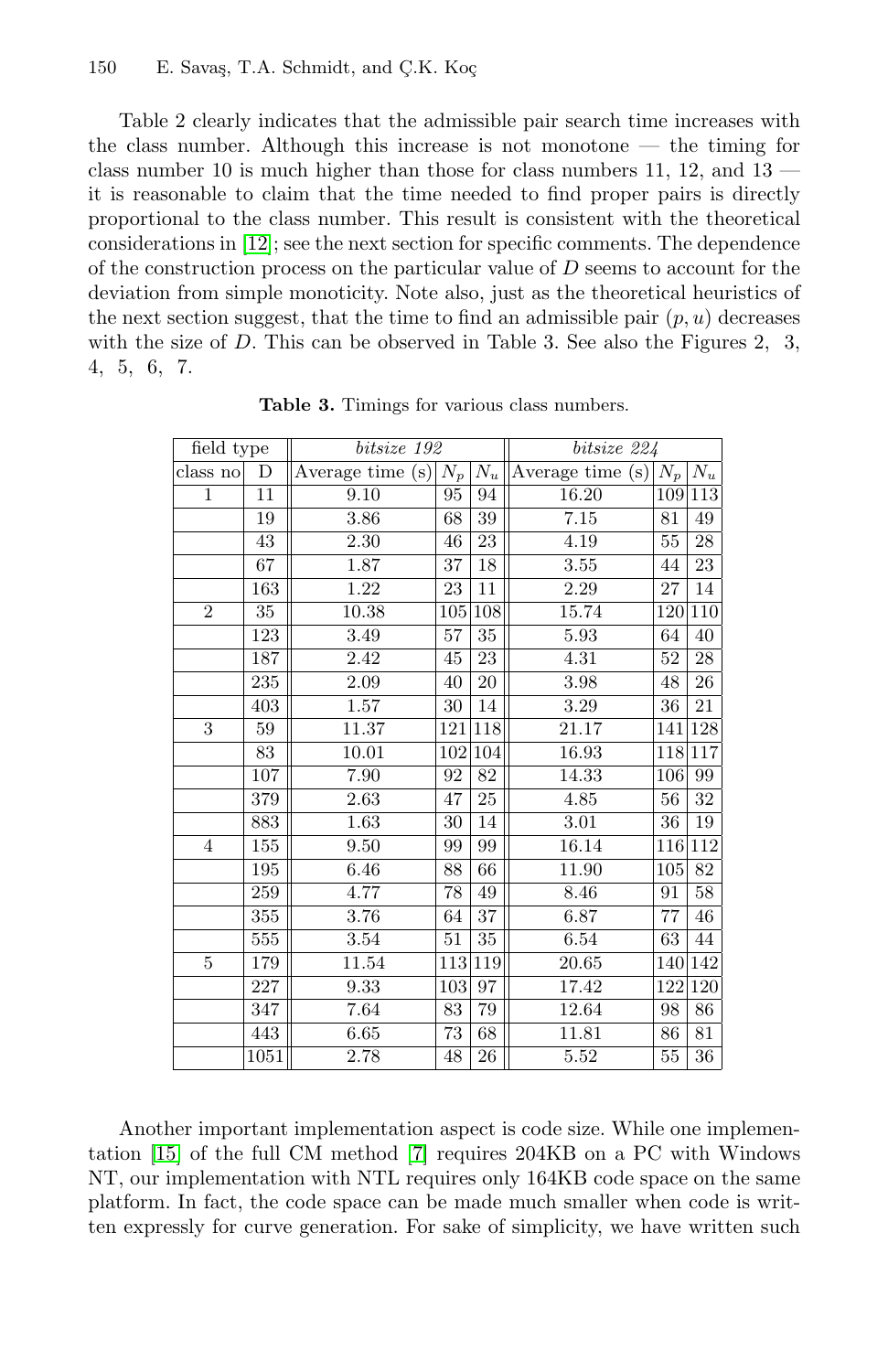Table 2 clearly indicates that the admissible pair search time increases with the class number. Although this increase is not monotone — the timing for class number 10 is much higher than those for class numbers 11, 12, and 13 — it is reasonable to claim that the time needed to find proper pairs is directly proportional to the class number. This result is consistent with the theoretical considerations in [12]; see the next section for specific comments. The dependence of the construction process on the particular value of $D$ seems to account for the deviation from simple monoticity. Note also, just as the theoretical heuristics of the next section suggest, that the time to find an admissible pair $(p, u)$ decreases with the size of $D$. This can be observed in Table 3. See also the Figures 2, 3, 4, 5, 6, 7.

**Table 3.** Timings for various class numbers.

| field type | | *bitsize 192* | | | *bitsize 224* | | |
|---|---|---|---|---|---|---|---|
| class no | D | Average time (s) | $N_p$ | $N_u$ | Average time (s) | $N_p$ | $N_u$ |
| 1 | 11 | 9.10 | 95 | 94 | 16.20 | 109 | 113 |
| | 19 | 3.86 | 68 | 39 | 7.15 | 81 | 49 |
| | 43 | 2.30 | 46 | 23 | 4.19 | 55 | 28 |
| | 67 | 1.87 | 37 | 18 | 3.55 | 44 | 23 |
| | 163 | 1.22 | 23 | 11 | 2.29 | 27 | 14 |
| 2 | 35 | 10.38 | 105 | 108 | 15.74 | 120 | 110 |
| | 123 | 3.49 | 57 | 35 | 5.93 | 64 | 40 |
| | 187 | 2.42 | 45 | 23 | 4.31 | 52 | 28 |
| | 235 | 2.09 | 40 | 20 | 3.98 | 48 | 26 |
| | 403 | 1.57 | 30 | 14 | 3.29 | 36 | 21 |
| 3 | 59 | 11.37 | 121 | 118 | 21.17 | 141 | 128 |
| | 83 | 10.01 | 102 | 104 | 16.93 | 118 | 117 |
| | 107 | 7.90 | 92 | 82 | 14.33 | 106 | 99 |
| | 379 | 2.63 | 47 | 25 | 4.85 | 56 | 32 |
| | 883 | 1.63 | 30 | 14 | 3.01 | 36 | 19 |
| 4 | 155 | 9.50 | 99 | 99 | 16.14 | 116 | 112 |
| | 195 | 6.46 | 88 | 66 | 11.90 | 105 | 82 |
| | 259 | 4.77 | 78 | 49 | 8.46 | 91 | 58 |
| | 355 | 3.76 | 64 | 37 | 6.87 | 77 | 46 |
| | 555 | 3.54 | 51 | 35 | 6.54 | 63 | 44 |
| 5 | 179 | 11.54 | 113 | 119 | 20.65 | 140 | 142 |
| | 227 | 9.33 | 103 | 97 | 17.42 | 122 | 120 |
| | 347 | 7.64 | 83 | 79 | 12.64 | 98 | 86 |
| | 443 | 6.65 | 73 | 68 | 11.81 | 86 | 81 |
| | 1051 | 2.78 | 48 | 26 | 5.52 | 55 | 36 |

Another important implementation aspect is code size. While one implementation [15] of the full CM method [7] requires 204KB on a PC with Windows NT, our implementation with NTL requires only 164KB code space on the same platform. In fact, the code space can be made much smaller when code is written expressly for curve generation. For sake of simplicity, we have written such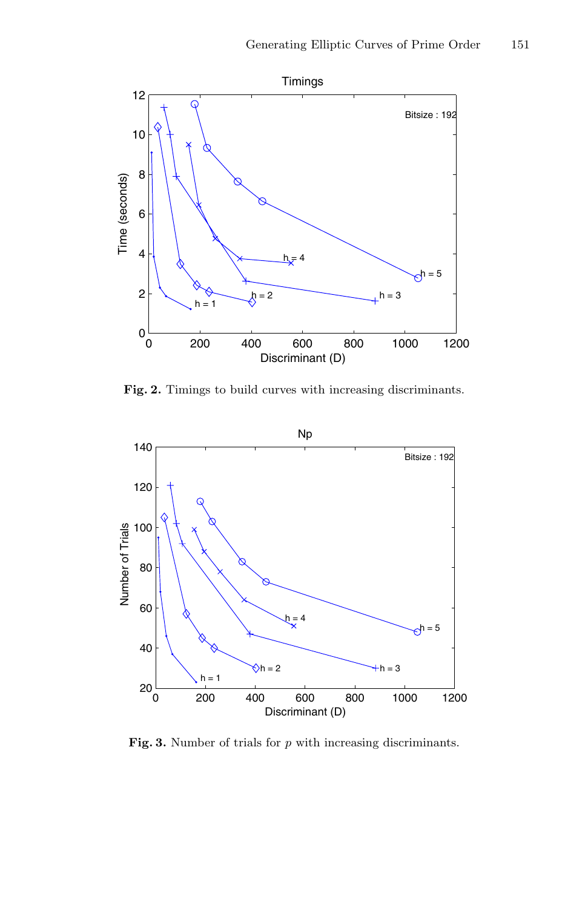**Fig. 2.** Timings to build curves with increasing discriminants.

**Fig. 3.** Number of trials for $p$ with increasing discriminants.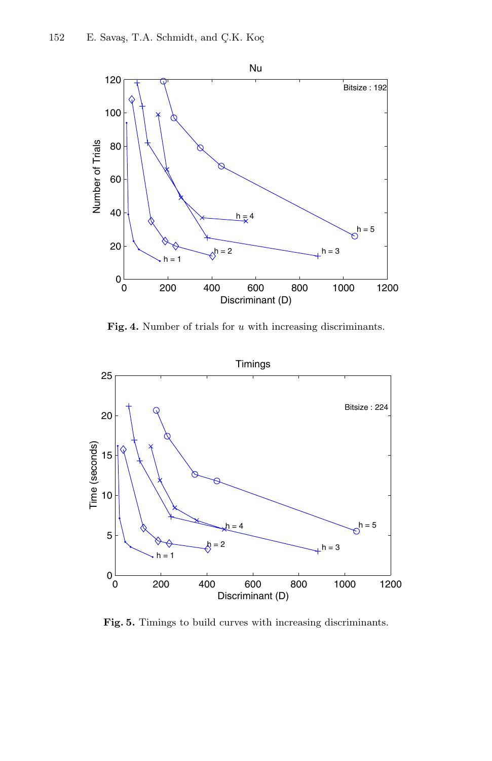**Fig. 4.** Number of trials for $u$ with increasing discriminants.

**Fig. 5.** Timings to build curves with increasing discriminants.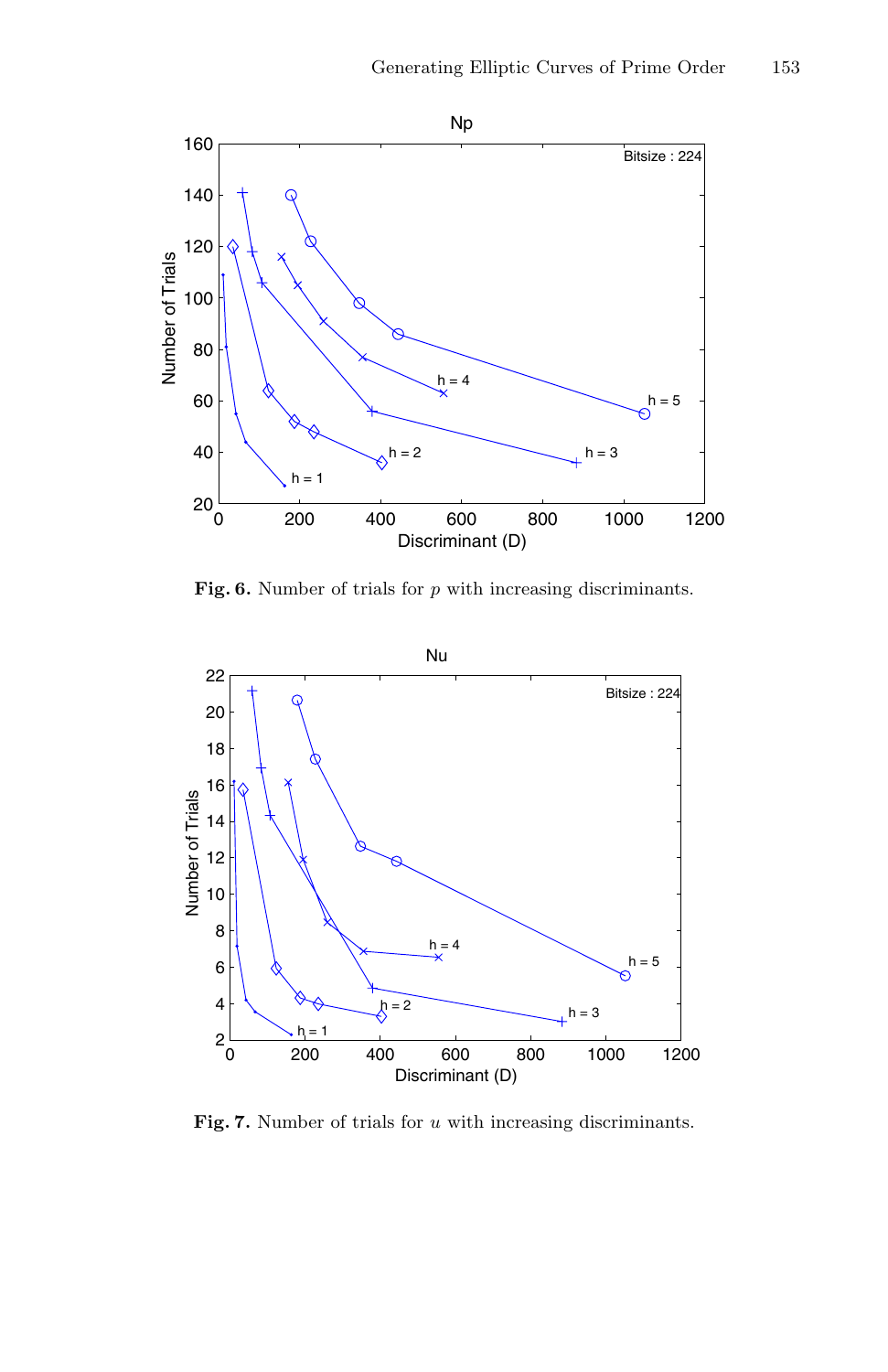**Fig. 6.** Number of trials for $p$ with increasing discriminants.

**Fig. 7.** Number of trials for $u$ with increasing discriminants.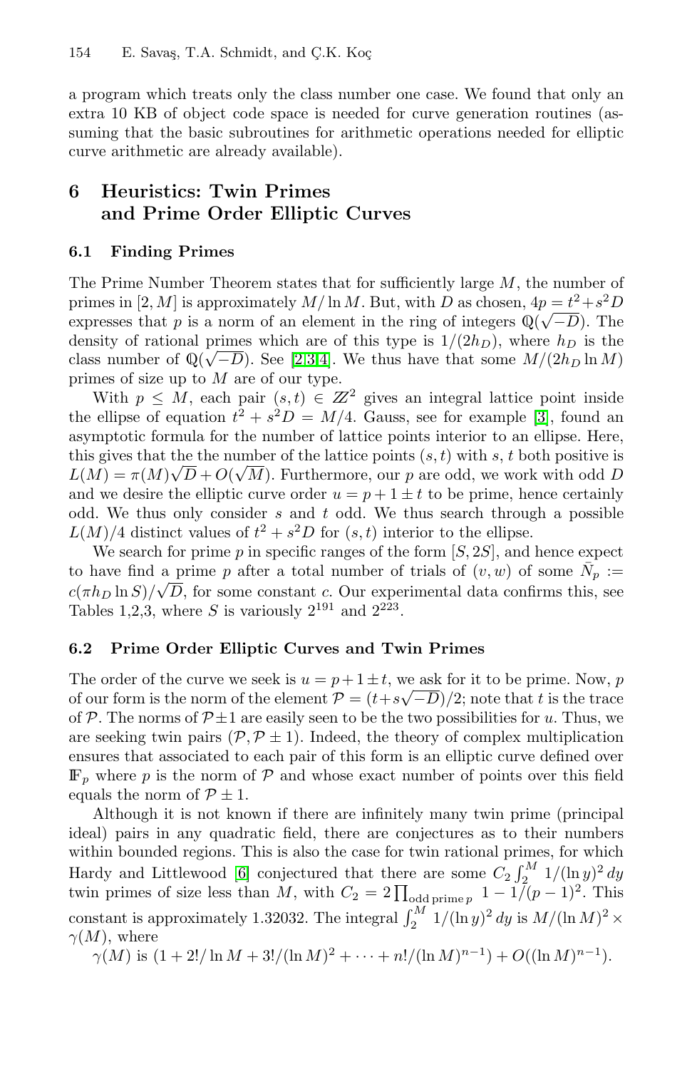a program which treats only the class number one case. We found that only an extra 10 KB of object code space is needed for curve generation routines (assuming that the basic subroutines for arithmetic operations needed for elliptic curve arithmetic are already available).

## 6 Heuristics: Twin Primes and Prime Order Elliptic Curves

### 6.1 Finding Primes

The Prime Number Theorem states that for sufficiently large $M$, the number of primes in $[2, M]$ is approximately $M/\ln M$. But, with $D$ as chosen, $4p = t^2 + s^2 D$ expresses that $p$ is a norm of an element in the ring of integers $\mathbb{Q}(\sqrt{-D})$. The density of rational primes which are of this type is $1/(2h_D)$, where $h_D$ is the class number of $\mathbb{Q}(\sqrt{-D})$. See [2,3,4]. We thus have that some $M/(2h_D \ln M)$ primes of size up to $M$ are of our type.

With $p \le M$, each pair $(s, t) \in \mathbb{Z}^2$ gives an integral lattice point inside the ellipse of equation $t^2 + s^2 D = M/4$. Gauss, see for example [3], found an asymptotic formula for the number of lattice points interior to an ellipse. Here, this gives that the the number of the lattice points $(s, t)$ with $s, t$ both positive is $L(M) = \pi(M)\sqrt{D} + O(\sqrt{M})$. Furthermore, our $p$ are odd, we work with odd $D$ and we desire the elliptic curve order $u = p + 1 \pm t$ to be prime, hence certainly odd. We thus only consider $s$ and $t$ odd. We thus search through a possible $L(M)/4$ distinct values of $t^2 + s^2 D$ for $(s, t)$ interior to the ellipse.

We search for prime $p$ in specific ranges of the form $[S, 2S]$, and hence expect to have find a prime $p$ after a total number of trials of $(v, w)$ of some $\bar{N}_p := c(\pi h_D \ln S)/\sqrt{D}$, for some constant $c$. Our experimental data confirms this, see Tables 1,2,3, where $S$ is variously $2^{191}$ and $2^{223}$.

### 6.2 Prime Order Elliptic Curves and Twin Primes

The order of the curve we seek is $u = p + 1 \pm t$, we ask for it to be prime. Now, $p$ of our form is the norm of the element $\mathcal{P} = (t + s\sqrt{-D})/2$; note that $t$ is the trace of $\mathcal{P}$. The norms of $\mathcal{P} \pm 1$ are easily seen to be the two possibilities for $u$. Thus, we are seeking twin pairs $(\mathcal{P}, \mathcal{P} \pm 1)$. Indeed, the theory of complex multiplication ensures that associated to each pair of this form is an elliptic curve defined over $\mathbb{F}_p$ where $p$ is the norm of $\mathcal{P}$ and whose exact number of points over this field equals the norm of $\mathcal{P} \pm 1$.

Although it is not known if there are infinitely many twin prime (principal ideal) pairs in any quadratic field, there are conjectures as to their numbers within bounded regions. This is also the case for twin rational primes, for which Hardy and Littlewood [6] conjectured that there are some $C_2 \int_2^M 1/(\ln y)^2 \, dy$ twin primes of size less than $M$, with $C_2 = 2 \prod_{\text{odd prime } p} 1 - 1/(p-1)^2$. This constant is approximately 1.32032. The integral $\int_2^M 1/(\ln y)^2 \, dy$ is $M/(\ln M)^2 \times \gamma(M)$, where

$\gamma(M)$ is $(1 + 2!/\ln M + 3!/(\ln M)^2 + \cdots + n!/(\ln M)^{n-1}) + O((\ln M)^{n-1})$.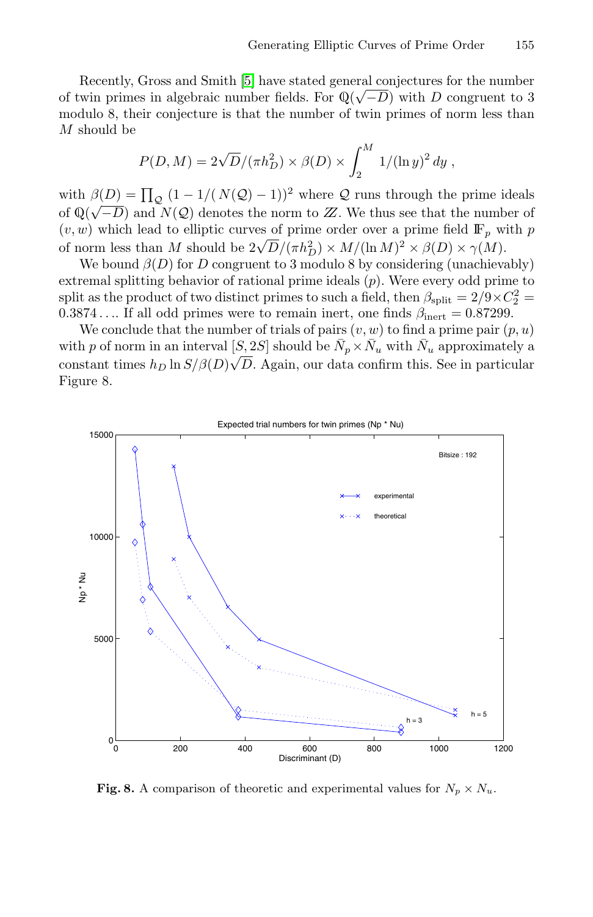Recently, Gross and Smith [5] have stated general conjectures for the number of twin primes in algebraic number fields. For $\mathbb{Q}(\sqrt{-D})$ with $D$ congruent to 3 modulo 8, their conjecture is that the number of twin primes of norm less than $M$ should be

$$P(D,M) = 2\sqrt{D}/(\pi h_D^2) \times \beta(D) \times \int_2^M 1/(\ln y)^2\, dy\ ,$$

with $\beta(D) = \prod_{\mathcal{Q}} (1 - 1/(N(\mathcal{Q}) - 1))^2$ where $\mathcal{Q}$ runs through the prime ideals of $\mathbb{Q}(\sqrt{-D})$ and $N(\mathcal{Q})$ denotes the norm to $\mathbb{Z}$. We thus see that the number of $(v,w)$ which lead to elliptic curves of prime order over a prime field $\mathbb{F}_p$ with $p$ of norm less than $M$ should be $2\sqrt{D}/(\pi h_D^2) \times M/(\ln M)^2 \times \beta(D) \times \gamma(M)$.

We bound $\beta(D)$ for $D$ congruent to 3 modulo 8 by considering (unachievably) extremal splitting behavior of rational prime ideals $(p)$. Were every odd prime to split as the product of two distinct primes to such a field, then $\beta_{\text{split}} = 2/9 \times C_2^2 = 0.3874\ldots$. If all odd primes were to remain inert, one finds $\beta_{\text{inert}} = 0.87299$.

We conclude that the number of trials of pairs $(v,w)$ to find a prime pair $(p,u)$ with $p$ of norm of an interval $[S, 2S]$ should be $\bar{N}_p \times \bar{N}_u$ with $\bar{N}_u$ approximately a constant times $h_D \ln S/\beta(D)\sqrt{D}$. Again, our data confirm this. See in particular Figure 8.

**Fig. 8.** A comparison of theoretic and experimental values for $N_p \times N_u$.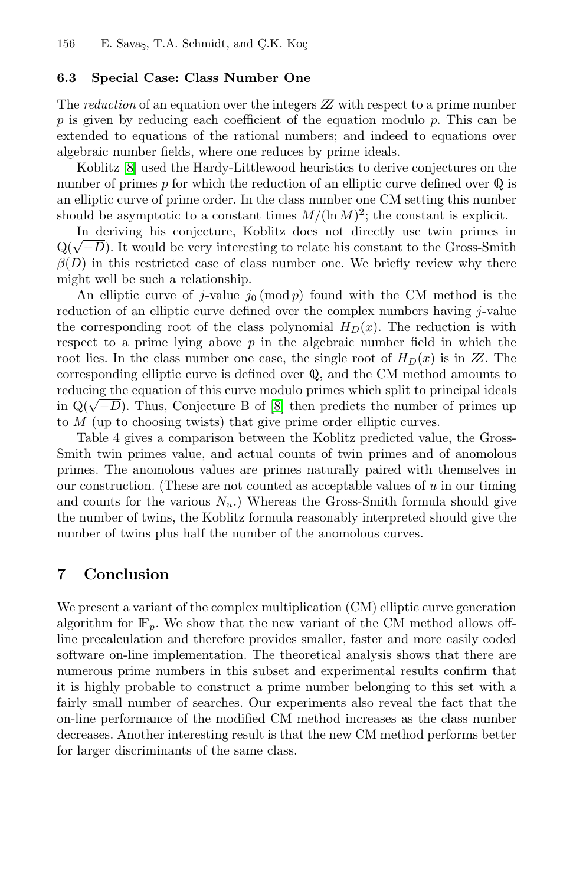### 6.3 Special Case: Class Number One

The *reduction* of an equation over the integers $\mathbb{Z}$ with respect to a prime number $p$ is given by reducing each coefficient of the equation modulo $p$. This can be extended to equations of the rational numbers; and indeed to equations over algebraic number fields, where one reduces by prime ideals.

Koblitz [8] used the Hardy-Littlewood heuristics to derive conjectures on the number of primes $p$ for which the reduction of an elliptic curve defined over $\mathbb{Q}$ is an elliptic curve of prime order. In the class number one CM setting this number should be asymptotic to a constant times $M/(\ln M)^2$; the constant is explicit.

In deriving his conjecture, Koblitz does not directly use twin primes in $\mathbb{Q}(\sqrt{-D})$. It would be very interesting to relate his constant to the Gross-Smith $\beta(D)$ in this restricted case of class number one. We briefly review why there might well be such a relationship.

An elliptic curve of $j$-value $j_0 \pmod{p}$ found with the CM method is the reduction of an elliptic curve defined over the complex numbers having $j$-value the corresponding root of the class polynomial $H_D(x)$. The reduction is with respect to a prime lying above $p$ in the algebraic number field in which the root lies. In the class number one case, the single root of $H_D(x)$ is in $\mathbb{Z}$. The corresponding elliptic curve is defined over $\mathbb{Q}$, and the CM method amounts to reducing the equation of this curve modulo primes which split to principal ideals in $\mathbb{Q}(\sqrt{-D})$. Thus, Conjecture B of [8] then predicts the number of primes up to $M$ (up to choosing twists) that give prime order elliptic curves.

Table 4 gives a comparison between the Koblitz predicted value, the Gross-Smith twin primes value, and actual counts of twin primes and of anomolous primes. The anomolous values are primes naturally paired with themselves in our construction. (These are not counted as acceptable values of $u$ in our timing and counts for the various $N_u$.) Whereas the Gross-Smith formula should give the number of twins, the Koblitz formula reasonably interpreted should give the number of twins plus half the number of the anomolous curves.

## 7 Conclusion

We present a variant of the complex multiplication (CM) elliptic curve generation algorithm for $\mathbb{F}_p$. We show that the new variant of the CM method allows off-line precalculation and therefore provides smaller, faster and more easily coded software on-line implementation. The theoretical analysis shows that there are numerous prime numbers in this subset and experimental results confirm that it is highly probable to construct a prime number belonging to this set with a fairly small number of searches. Our experiments also reveal the fact that the on-line performance of the modified CM method increases as the class number decreases. Another interesting result is that the new CM method performs better for larger discriminants of the same class.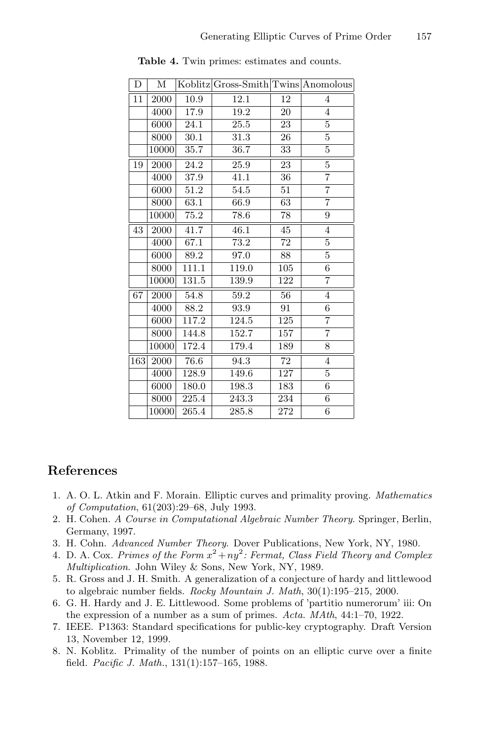**Table 4.** Twin primes: estimates and counts.

| D | M | Koblitz | Gross-Smith | Twins | Anomolous |
|---|---|---|---|---|---|
| 11 | 2000 | 10.9 | 12.1 | 12 | 4 |
| | 4000 | 17.9 | 19.2 | 20 | 4 |
| | 6000 | 24.1 | 25.5 | 23 | 5 |
| | 8000 | 30.1 | 31.3 | 26 | 5 |
| | 10000 | 35.7 | 36.7 | 33 | 5 |
| 19 | 2000 | 24.2 | 25.9 | 23 | 5 |
| | 4000 | 37.9 | 41.1 | 36 | 7 |
| | 6000 | 51.2 | 54.5 | 51 | 7 |
| | 8000 | 63.1 | 66.9 | 63 | 7 |
| | 10000 | 75.2 | 78.6 | 78 | 9 |
| 43 | 2000 | 41.7 | 46.1 | 45 | 4 |
| | 4000 | 67.1 | 73.2 | 72 | 5 |
| | 6000 | 89.2 | 97.0 | 88 | 5 |
| | 8000 | 111.1 | 119.0 | 105 | 6 |
| | 10000 | 131.5 | 139.9 | 122 | 7 |
| 67 | 2000 | 54.8 | 59.2 | 56 | 4 |
| | 4000 | 88.2 | 93.9 | 91 | 6 |
| | 6000 | 117.2 | 124.5 | 125 | 7 |
| | 8000 | 144.8 | 152.7 | 157 | 7 |
| | 10000 | 172.4 | 179.4 | 189 | 8 |
| 163 | 2000 | 76.6 | 94.3 | 72 | 4 |
| | 4000 | 128.9 | 149.6 | 127 | 5 |
| | 6000 | 180.0 | 198.3 | 183 | 6 |
| | 8000 | 225.4 | 243.3 | 234 | 6 |
| | 10000 | 265.4 | 285.8 | 272 | 6 |

## References

1. A. O. L. Atkin and F. Morain. Elliptic curves and primality proving. *Mathematics of Computation*, 61(203):29–68, July 1993.
2. H. Cohen. *A Course in Computational Algebraic Number Theory*. Springer, Berlin, Germany, 1997.
3. H. Cohn. *Advanced Number Theory*. Dover Publications, New York, NY, 1980.
4. D. A. Cox. *Primes of the Form $x^2 + ny^2$: Fermat, Class Field Theory and Complex Multiplication*. John Wiley & Sons, New York, NY, 1989.
5. R. Gross and J. H. Smith. A generalization of a conjecture of hardy and littlewood to algebraic number fields. *Rocky Mountain J. Math*, 30(1):195–215, 2000.
6. G. H. Hardy and J. E. Littlewood. Some problems of 'partitio numerorum' iii: On the expression of a number as a sum of primes. *Acta. MAth*, 44:1–70, 1922.
7. IEEE. P1363: Standard specifications for public-key cryptography. Draft Version 13, November 12, 1999.
8. N. Koblitz. Primality of the number of points on an elliptic curve over a finite field. *Pacific J. Math.*, 131(1):157–165, 1988.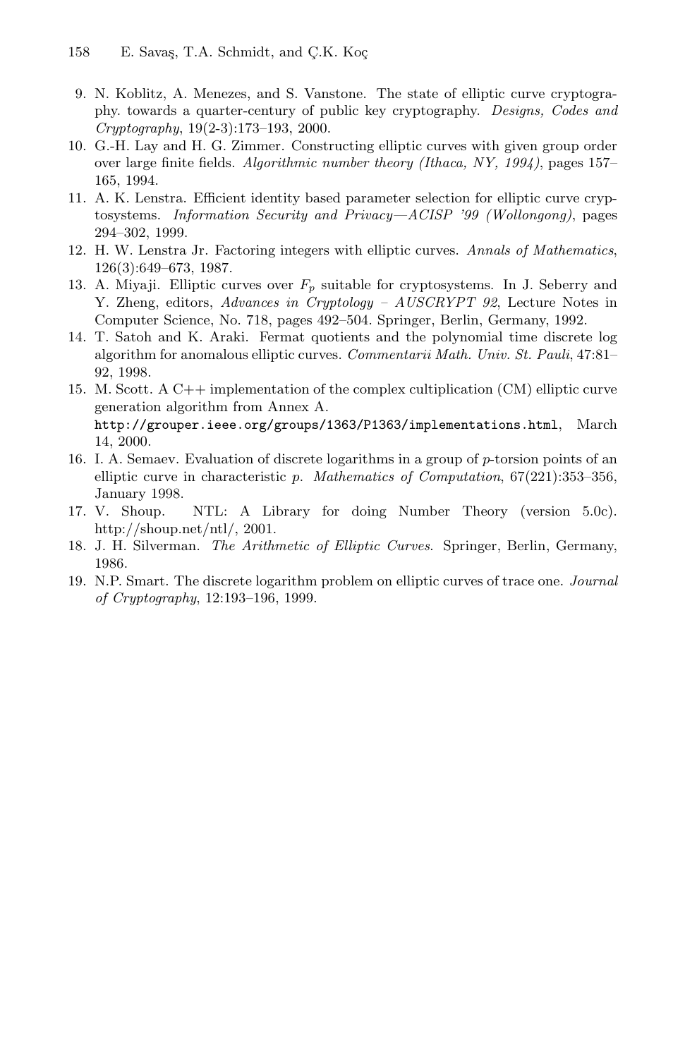9. N. Koblitz, A. Menezes, and S. Vanstone. The state of elliptic curve cryptography. towards a quarter-century of public key cryptography. *Designs, Codes and Cryptography*, 19(2-3):173–193, 2000.
10. G.-H. Lay and H. G. Zimmer. Constructing elliptic curves with given group order over large finite fields. *Algorithmic number theory (Ithaca, NY, 1994)*, pages 157–165, 1994.
11. A. K. Lenstra. Efficient identity based parameter selection for elliptic curve cryptosystems. *Information Security and Privacy—ACISP '99 (Wollongong)*, pages 294–302, 1999.
12. H. W. Lenstra Jr. Factoring integers with elliptic curves. *Annals of Mathematics*, 126(3):649–673, 1987.
13. A. Miyaji. Elliptic curves over $F_p$ suitable for cryptosystems. In J. Seberry and Y. Zheng, editors, *Advances in Cryptology – AUSCRYPT 92*, Lecture Notes in Computer Science, No. 718, pages 492–504. Springer, Berlin, Germany, 1992.
14. T. Satoh and K. Araki. Fermat quotients and the polynomial time discrete log algorithm for anomalous elliptic curves. *Commentarii Math. Univ. St. Pauli*, 47:81–92, 1998.
15. M. Scott. A C++ implementation of the complex cultiplication (CM) elliptic curve generation algorithm from Annex A. `http://grouper.ieee.org/groups/1363/P1363/implementations.html`, March 14, 2000.
16. I. A. Semaev. Evaluation of discrete logarithms in a group of $p$-torsion points of an elliptic curve in characteristic $p$. *Mathematics of Computation*, 67(221):353–356, January 1998.
17. V. Shoup. NTL: A Library for doing Number Theory (version 5.0c). http://shoup.net/ntl/, 2001.
18. J. H. Silverman. *The Arithmetic of Elliptic Curves.* Springer, Berlin, Germany, 1986.
19. N.P. Smart. The discrete logarithm problem on elliptic curves of trace one. *Journal of Cryptography*, 12:193–196, 1999.